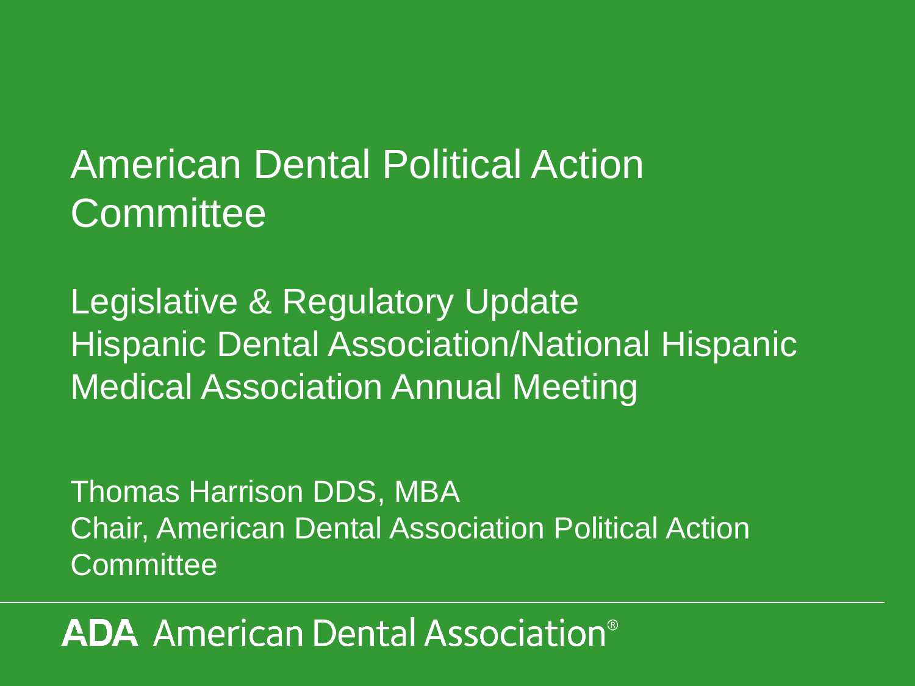# American Dental Political Action Committee

## Legislative & Regulatory Update
## Hispanic Dental Association/National Hispanic Medical Association Annual Meeting

Thomas Harrison DDS, MBA
Chair, American Dental Association Political Action Committee

ADA American Dental Association®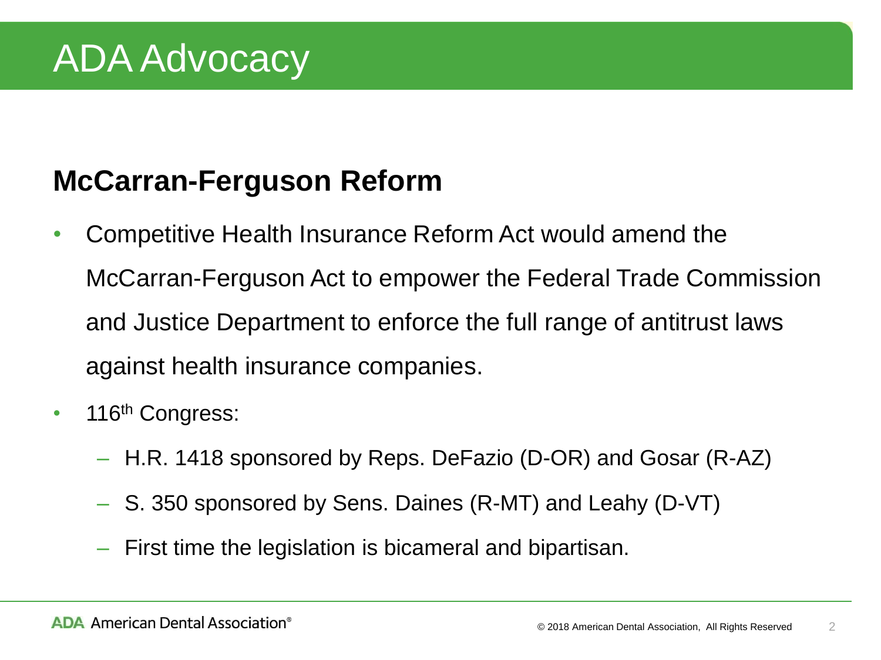# ADA Advocacy

## McCarran-Ferguson Reform

- Competitive Health Insurance Reform Act would amend the McCarran-Ferguson Act to empower the Federal Trade Commission and Justice Department to enforce the full range of antitrust laws against health insurance companies.
- 116th Congress:
  - H.R. 1418 sponsored by Reps. DeFazio (D-OR) and Gosar (R-AZ)
  - S. 350 sponsored by Sens. Daines (R-MT) and Leahy (D-VT)
  - First time the legislation is bicameral and bipartisan.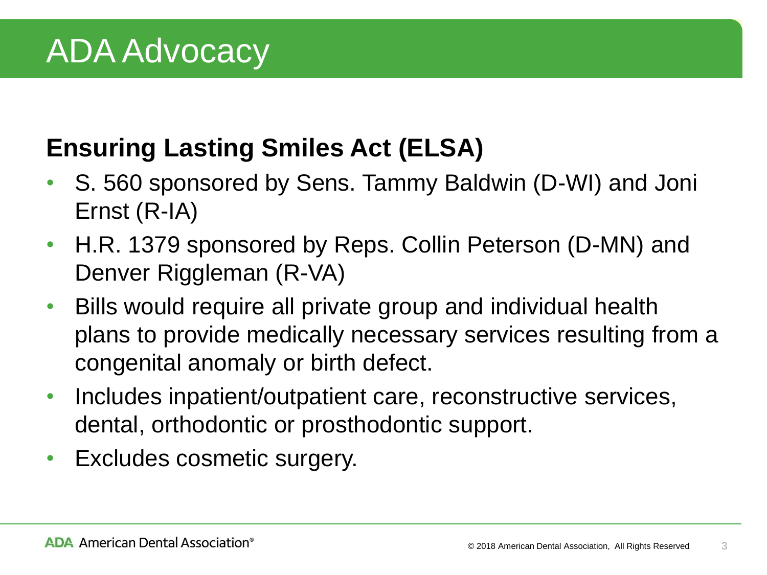# ADA Advocacy

## Ensuring Lasting Smiles Act (ELSA)

- S. 560 sponsored by Sens. Tammy Baldwin (D-WI) and Joni Ernst (R-IA)
- H.R. 1379 sponsored by Reps. Collin Peterson (D-MN) and Denver Riggleman (R-VA)
- Bills would require all private group and individual health plans to provide medically necessary services resulting from a congenital anomaly or birth defect.
- Includes inpatient/outpatient care, reconstructive services, dental, orthodontic or prosthodontic support.
- Excludes cosmetic surgery.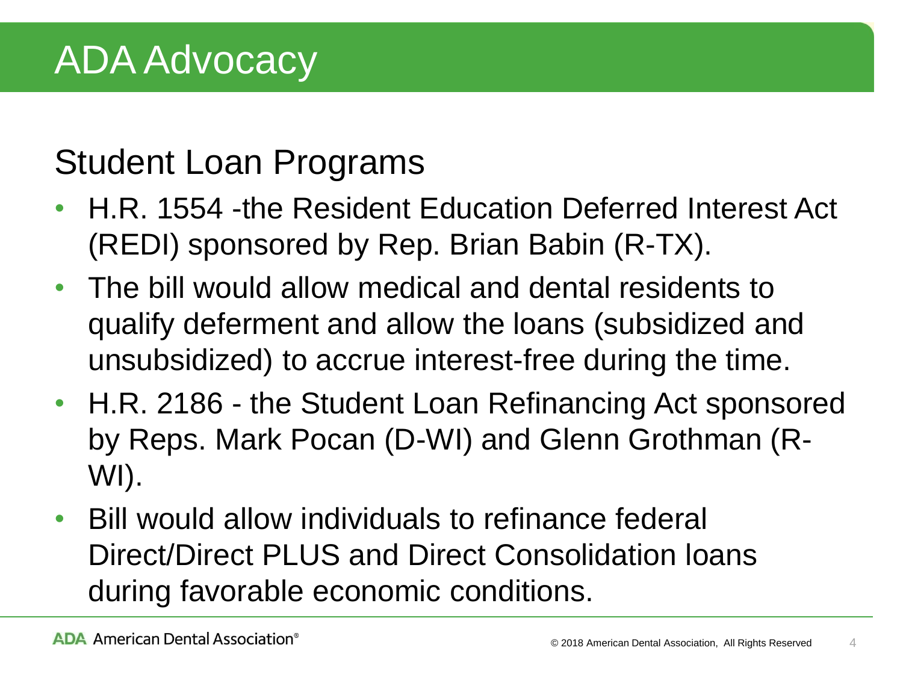# ADA Advocacy

## Student Loan Programs

- H.R. 1554 -the Resident Education Deferred Interest Act (REDI) sponsored by Rep. Brian Babin (R-TX).
- The bill would allow medical and dental residents to qualify deferment and allow the loans (subsidized and unsubsidized) to accrue interest-free during the time.
- H.R. 2186 - the Student Loan Refinancing Act sponsored by Reps. Mark Pocan (D-WI) and Glenn Grothman (R-WI).
- Bill would allow individuals to refinance federal Direct/Direct PLUS and Direct Consolidation loans during favorable economic conditions.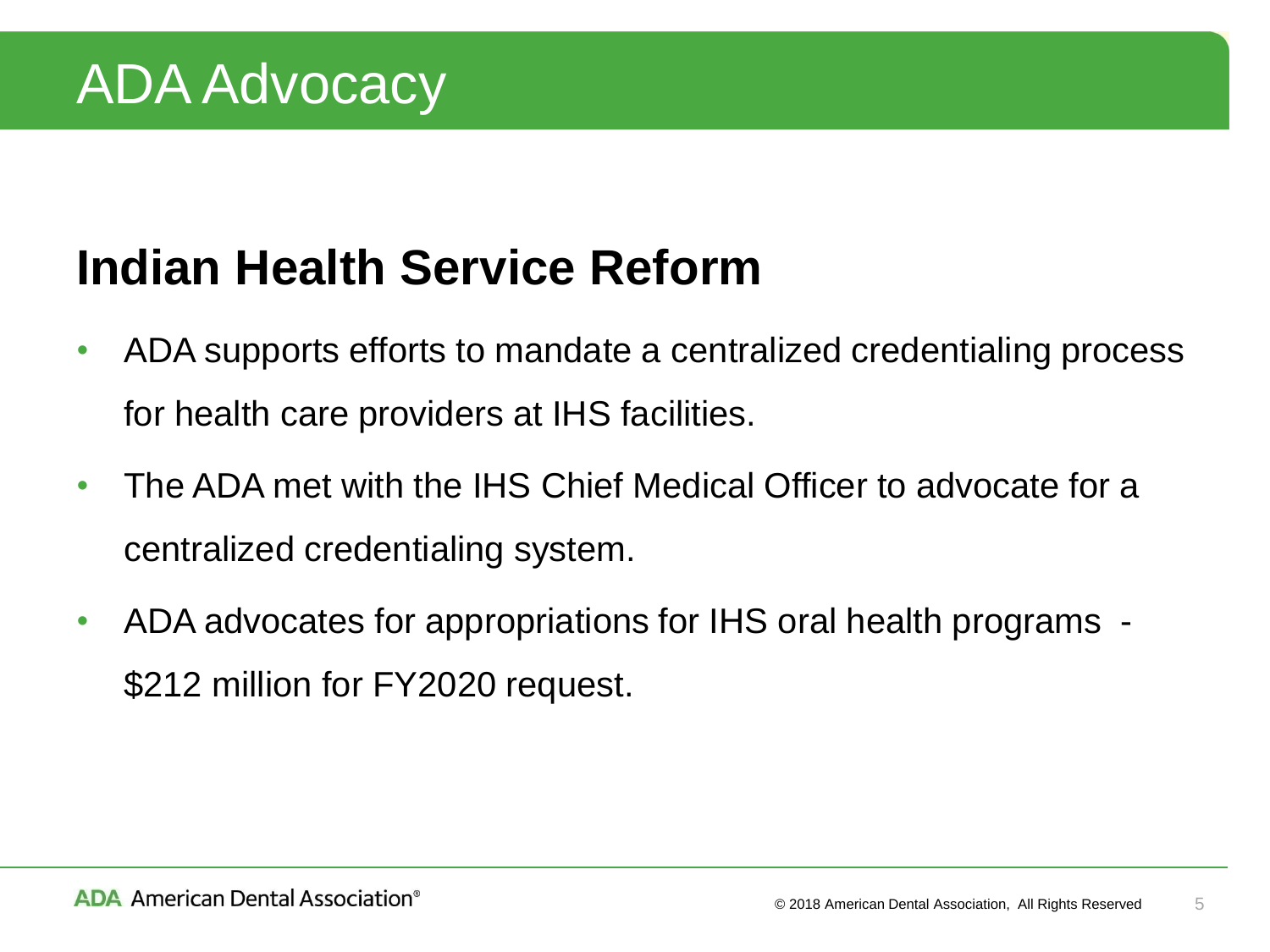# ADA Advocacy

## Indian Health Service Reform

- ADA supports efforts to mandate a centralized credentialing process for health care providers at IHS facilities.
- The ADA met with the IHS Chief Medical Officer to advocate for a centralized credentialing system.
- ADA advocates for appropriations for IHS oral health programs - $212 million for FY2020 request.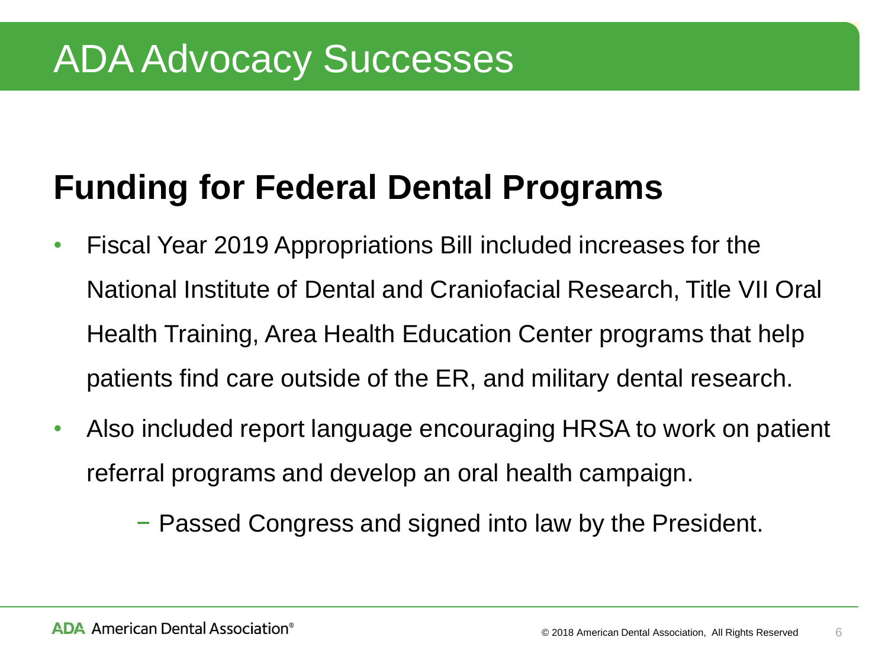# ADA Advocacy Successes

## Funding for Federal Dental Programs

- Fiscal Year 2019 Appropriations Bill included increases for the National Institute of Dental and Craniofacial Research, Title VII Oral Health Training, Area Health Education Center programs that help patients find care outside of the ER, and military dental research.
- Also included report language encouraging HRSA to work on patient referral programs and develop an oral health campaign.
  - Passed Congress and signed into law by the President.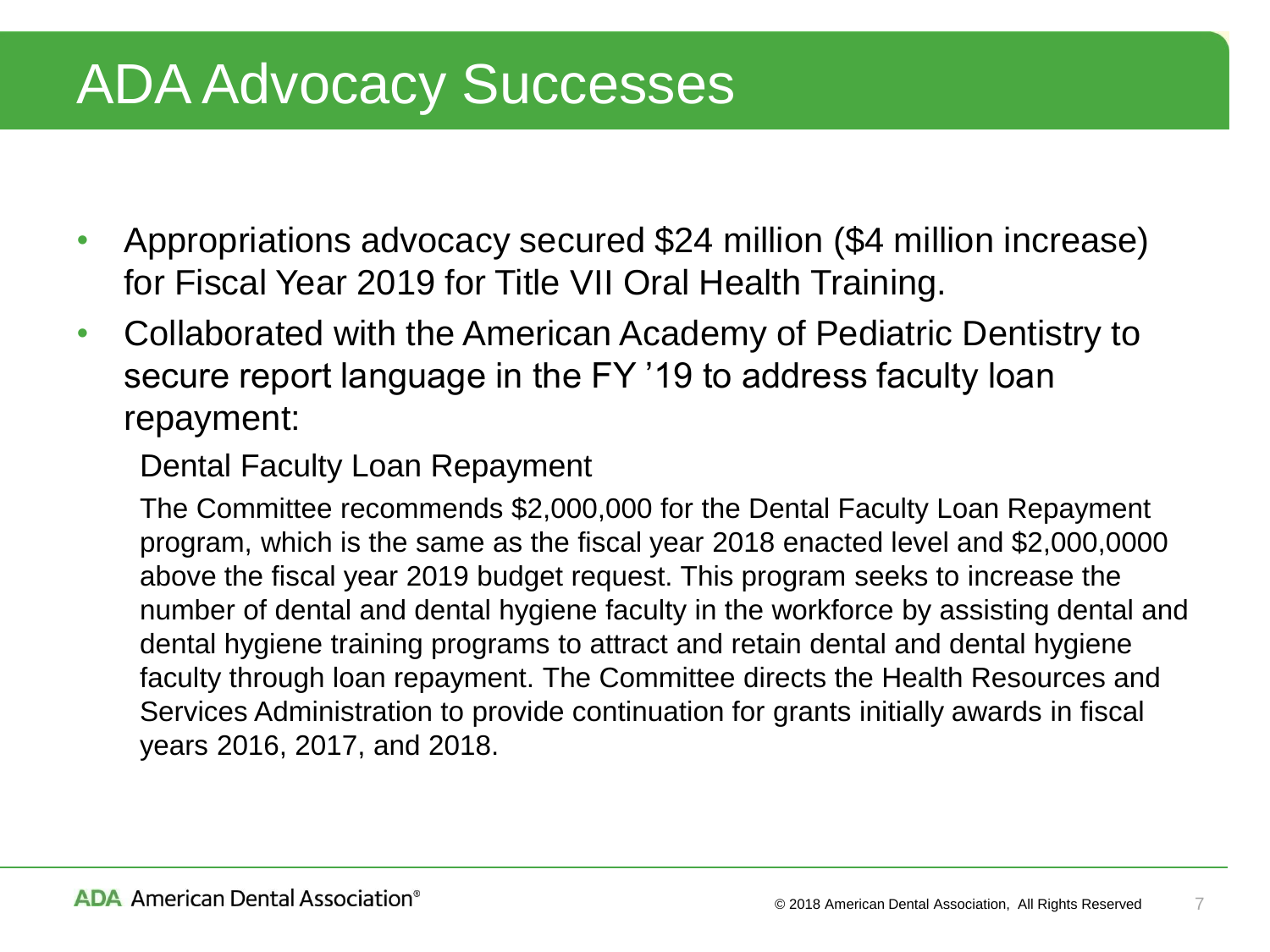# ADA Advocacy Successes

- Appropriations advocacy secured $24 million ($4 million increase) for Fiscal Year 2019 for Title VII Oral Health Training.
- Collaborated with the American Academy of Pediatric Dentistry to secure report language in the FY '19 to address faculty loan repayment:

  Dental Faculty Loan Repayment

  The Committee recommends $2,000,000 for the Dental Faculty Loan Repayment program, which is the same as the fiscal year 2018 enacted level and $2,000,0000 above the fiscal year 2019 budget request. This program seeks to increase the number of dental and dental hygiene faculty in the workforce by assisting dental and dental hygiene training programs to attract and retain dental and dental hygiene faculty through loan repayment. The Committee directs the Health Resources and Services Administration to provide continuation for grants initially awards in fiscal years 2016, 2017, and 2018.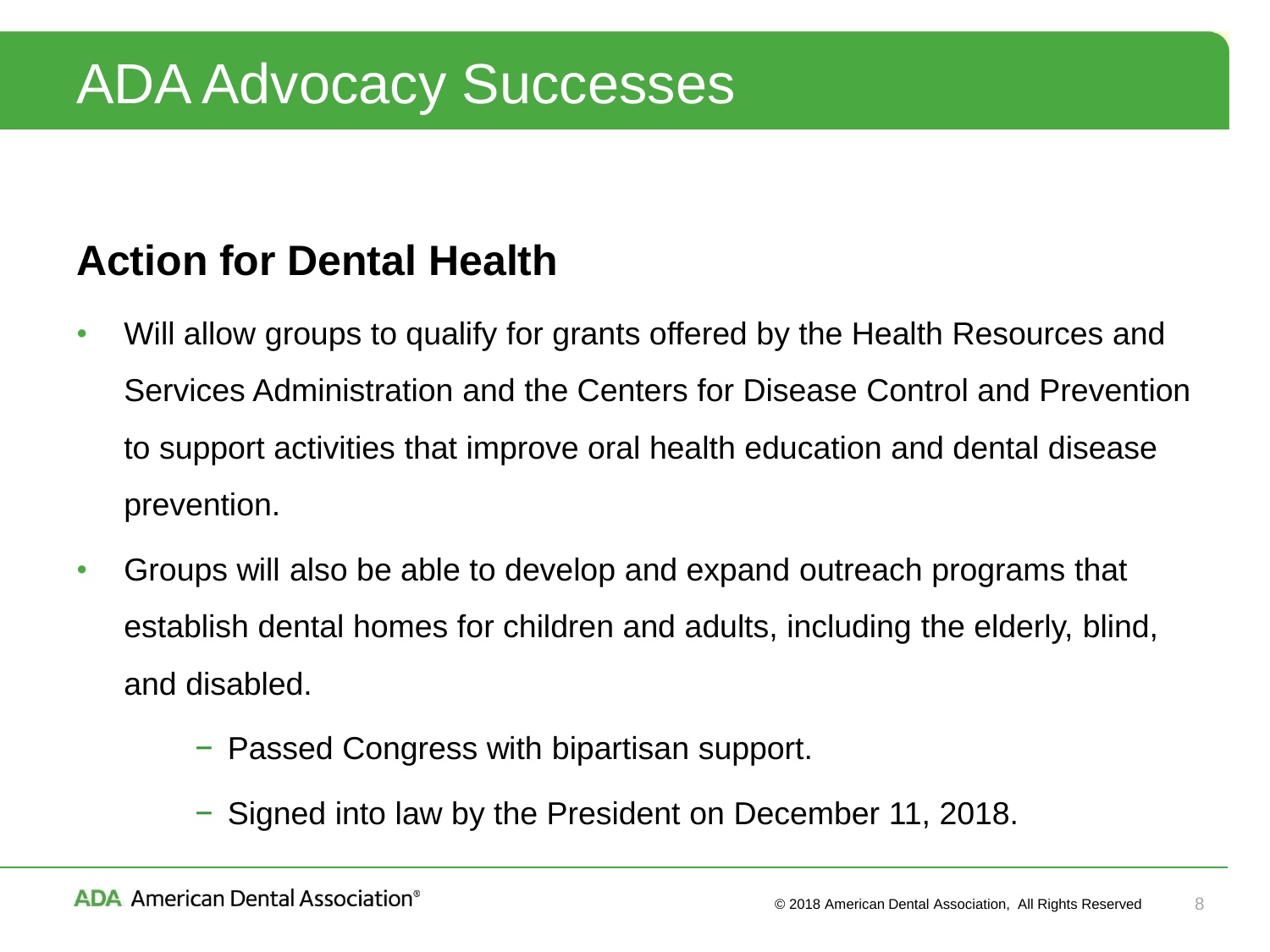# ADA Advocacy Successes

## Action for Dental Health

- Will allow groups to qualify for grants offered by the Health Resources and Services Administration and the Centers for Disease Control and Prevention to support activities that improve oral health education and dental disease prevention.
- Groups will also be able to develop and expand outreach programs that establish dental homes for children and adults, including the elderly, blind, and disabled.
  - Passed Congress with bipartisan support.
  - Signed into law by the President on December 11, 2018.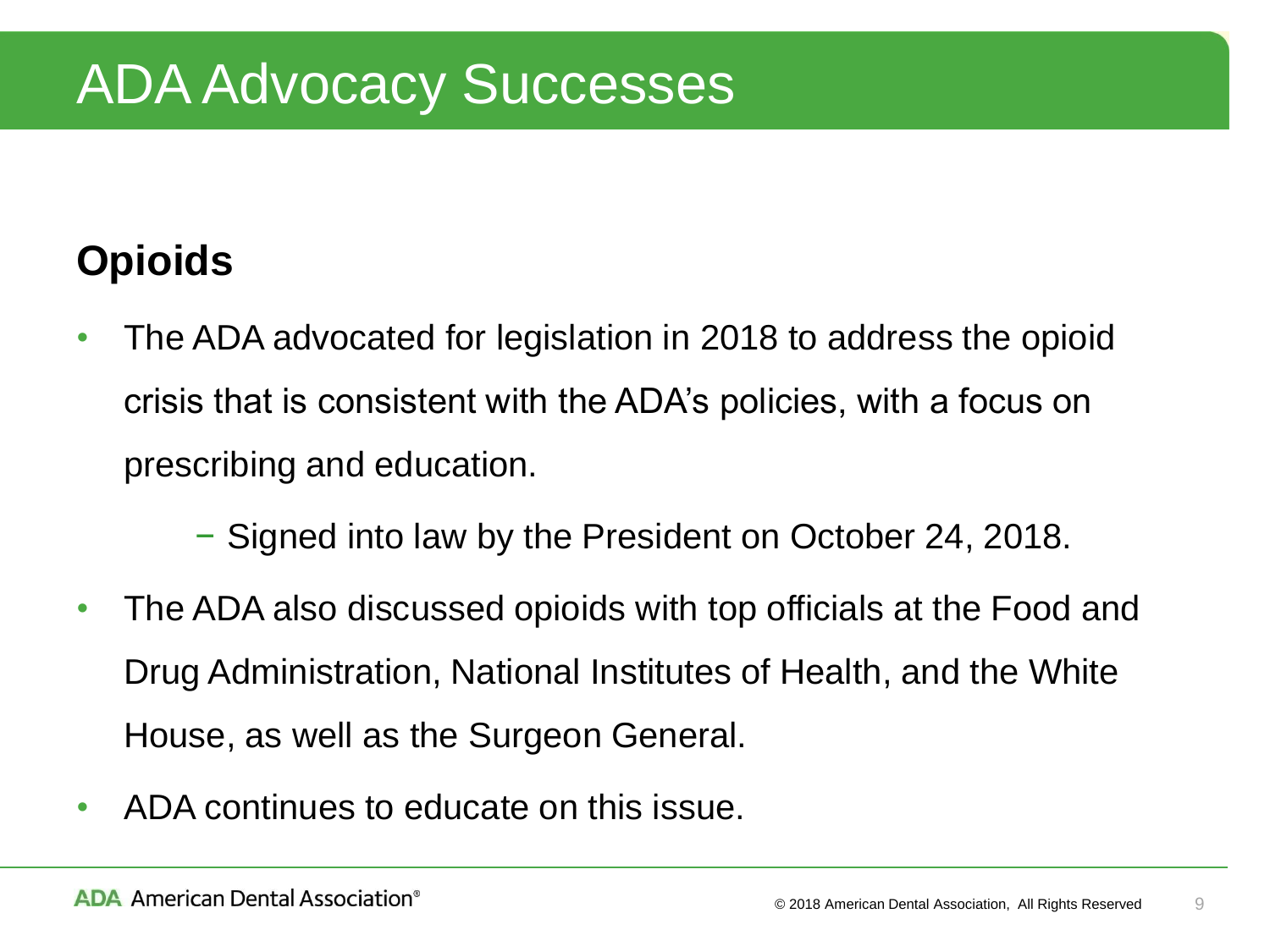# ADA Advocacy Successes

## Opioids

- The ADA advocated for legislation in 2018 to address the opioid crisis that is consistent with the ADA's policies, with a focus on prescribing and education.
  - Signed into law by the President on October 24, 2018.
- The ADA also discussed opioids with top officials at the Food and Drug Administration, National Institutes of Health, and the White House, as well as the Surgeon General.
- ADA continues to educate on this issue.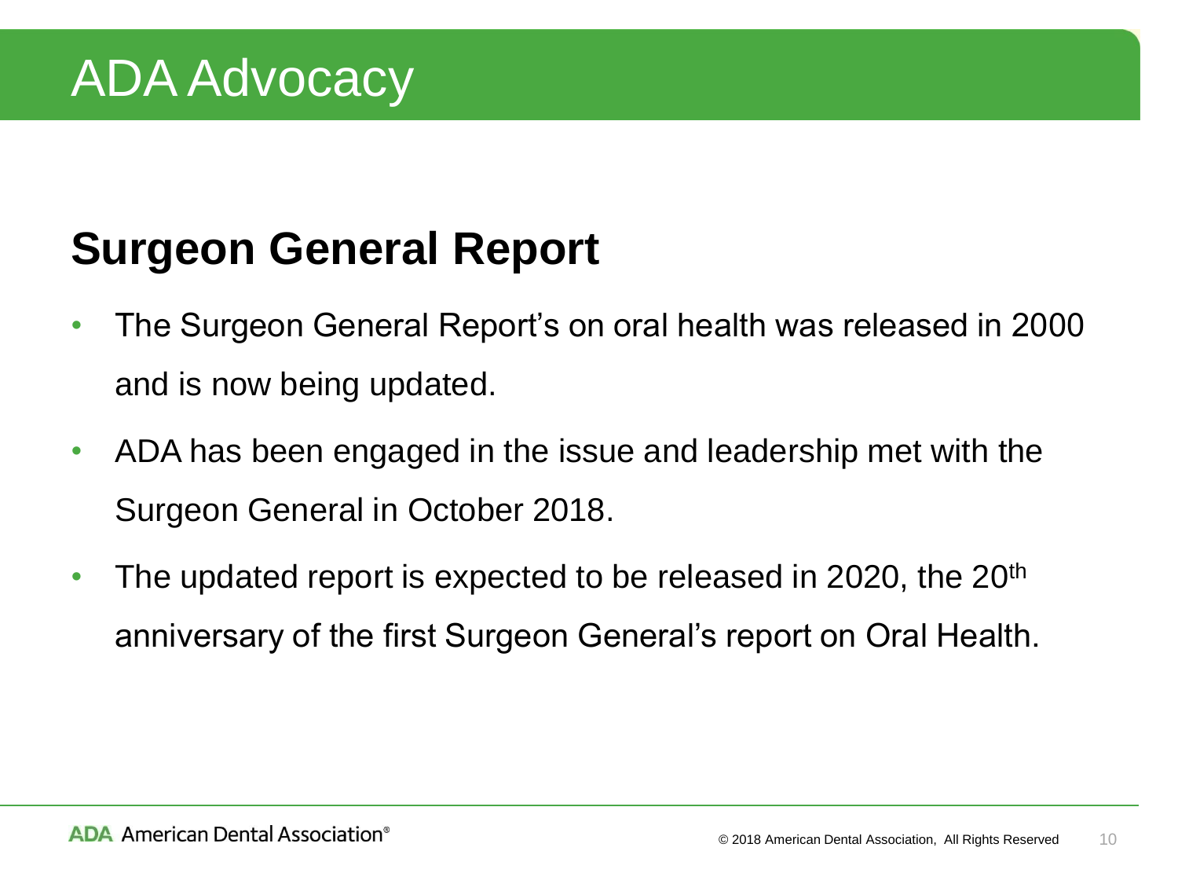# ADA Advocacy

## Surgeon General Report

- The Surgeon General Report's on oral health was released in 2000 and is now being updated.
- ADA has been engaged in the issue and leadership met with the Surgeon General in October 2018.
- The updated report is expected to be released in 2020, the 20th anniversary of the first Surgeon General's report on Oral Health.